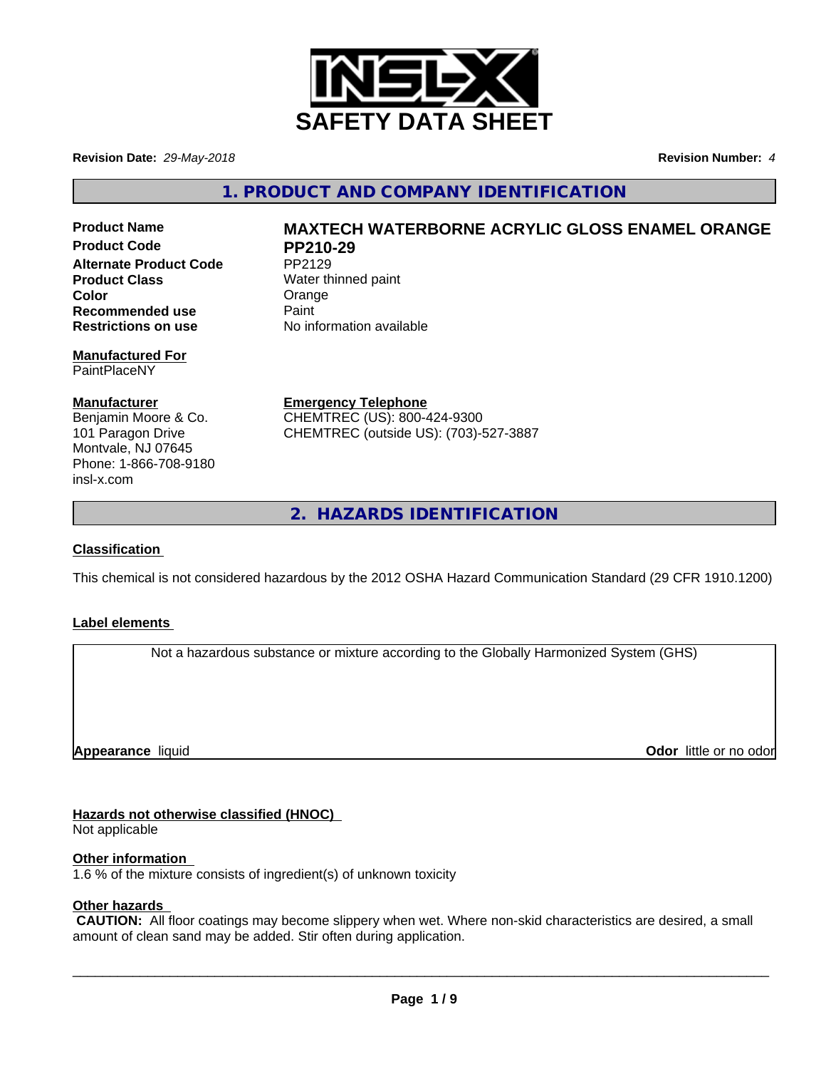# SAFETY DATA SHEET

**Revision Date:** *29-May-2018*

**Revision Number:** *4*

## 1. PRODUCT AND COMPANY IDENTIFICATION

| | |
|---|---|
| **Product Name** | **MAXTECH WATERBORNE ACRYLIC GLOSS ENAMEL ORANGE** |
| **Product Code** | **PP210-29** |
| **Alternate Product Code** | PP2129 |
| **Product Class** | Water thinned paint |
| **Color** | Orange |
| **Recommended use** | Paint |
| **Restrictions on use** | No information available |

**Manufactured For**
PaintPlaceNY

**Manufacturer**
Benjamin Moore & Co.
101 Paragon Drive
Montvale, NJ 07645
Phone: 1-866-708-9180
insl-x.com

**Emergency Telephone**
CHEMTREC (US): 800-424-9300
CHEMTREC (outside US): (703)-527-3887

## 2. HAZARDS IDENTIFICATION

**Classification**

This chemical is not considered hazardous by the 2012 OSHA Hazard Communication Standard (29 CFR 1910.1200)

**Label elements**

Not a hazardous substance or mixture according to the Globally Harmonized System (GHS)

**Appearance** liquid

**Odor** little or no odor

**Hazards not otherwise classified (HNOC)**
Not applicable

**Other information**
1.6 % of the mixture consists of ingredient(s) of unknown toxicity

**Other hazards**
**CAUTION:** All floor coatings may become slippery when wet. Where non-skid characteristics are desired, a small amount of clean sand may be added. Stir often during application.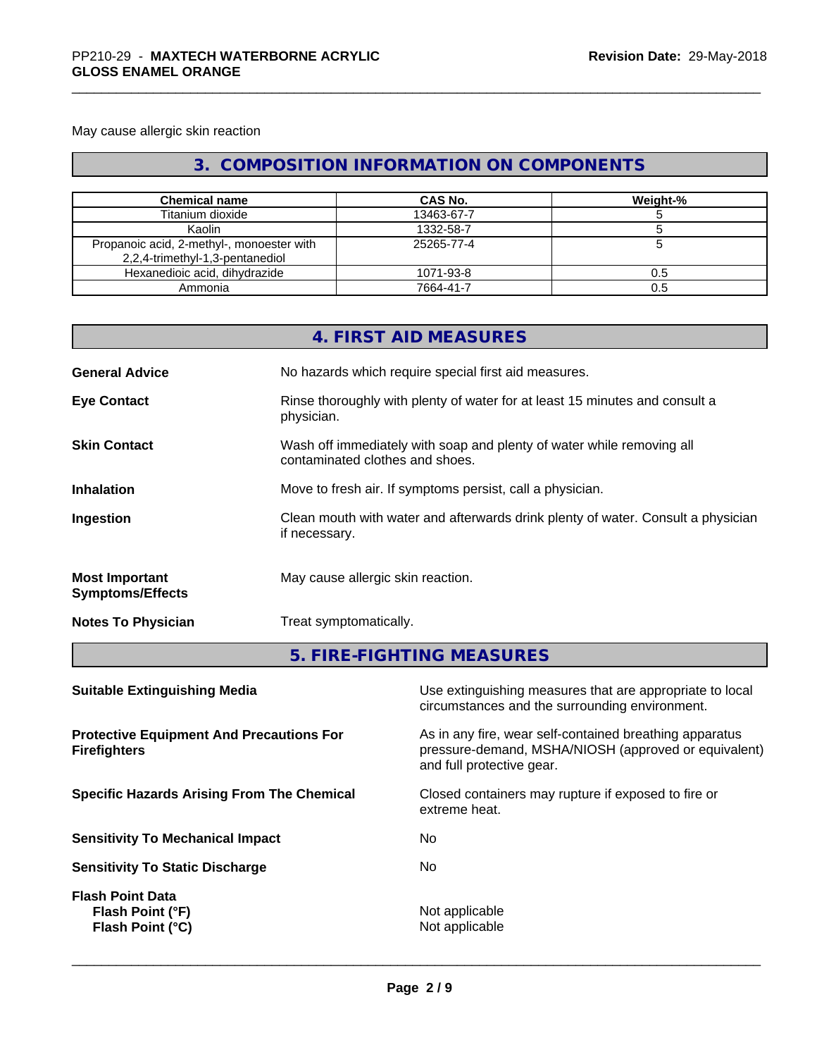May cause allergic skin reaction

## 3. COMPOSITION INFORMATION ON COMPONENTS

| Chemical name | CAS No. | Weight-% |
|---|---|---|
| Titanium dioxide | 13463-67-7 | 5 |
| Kaolin | 1332-58-7 | 5 |
| Propanoic acid, 2-methyl-, monoester with 2,2,4-trimethyl-1,3-pentanediol | 25265-77-4 | 5 |
| Hexanedioic acid, dihydrazide | 1071-93-8 | 0.5 |
| Ammonia | 7664-41-7 | 0.5 |

## 4. FIRST AID MEASURES

**General Advice** No hazards which require special first aid measures.

**Eye Contact** Rinse thoroughly with plenty of water for at least 15 minutes and consult a physician.

**Skin Contact** Wash off immediately with soap and plenty of water while removing all contaminated clothes and shoes.

**Inhalation** Move to fresh air. If symptoms persist, call a physician.

**Ingestion** Clean mouth with water and afterwards drink plenty of water. Consult a physician if necessary.

**Most Important Symptoms/Effects** May cause allergic skin reaction.

**Notes To Physician** Treat symptomatically.

## 5. FIRE-FIGHTING MEASURES

**Suitable Extinguishing Media** Use extinguishing measures that are appropriate to local circumstances and the surrounding environment.

**Protective Equipment And Precautions For Firefighters** As in any fire, wear self-contained breathing apparatus pressure-demand, MSHA/NIOSH (approved or equivalent) and full protective gear.

**Specific Hazards Arising From The Chemical** Closed containers may rupture if exposed to fire or extreme heat.

**Sensitivity To Mechanical Impact** No

**Sensitivity To Static Discharge** No

**Flash Point Data**
**Flash Point (°F)** Not applicable
**Flash Point (°C)** Not applicable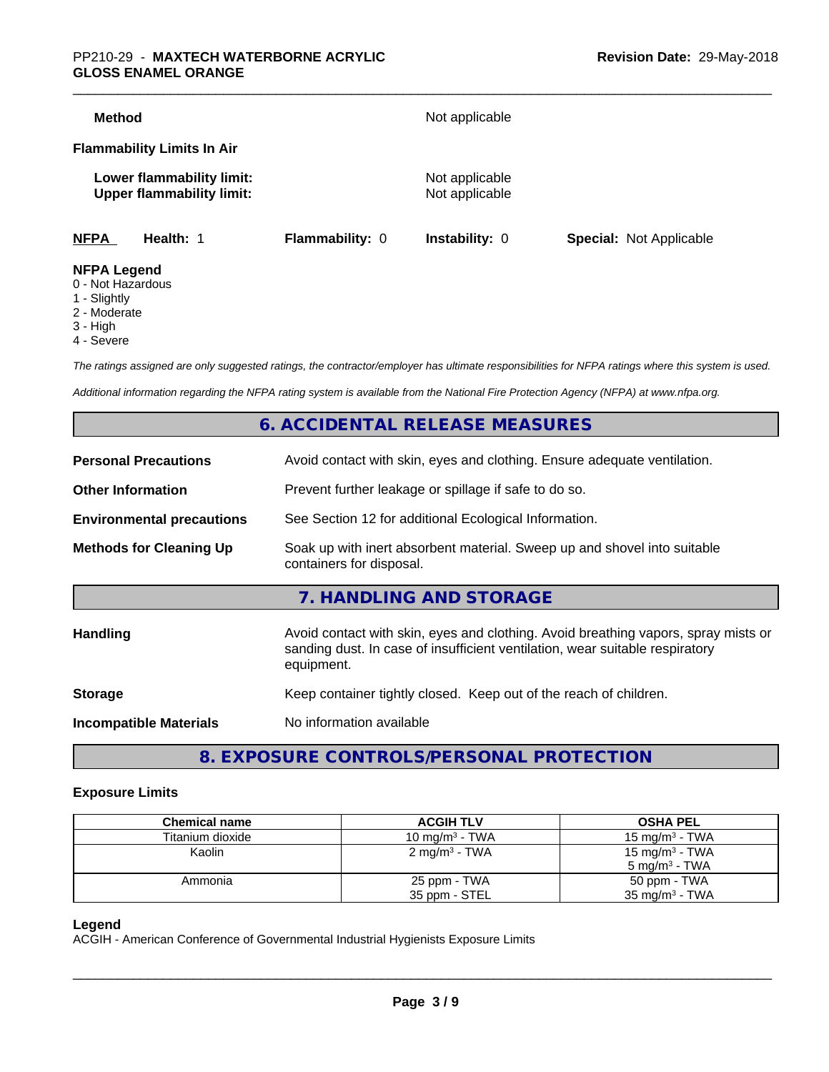**Method** Not applicable

**Flammability Limits In Air**

**Lower flammability limit:** Not applicable
**Upper flammability limit:** Not applicable

| **NFPA** | **Health:** 1 | **Flammability:** 0 | **Instability:** 0 | **Special:** Not Applicable |
|---|---|---|---|---|

**NFPA Legend**
0 - Not Hazardous
1 - Slightly
2 - Moderate
3 - High
4 - Severe

*The ratings assigned are only suggested ratings, the contractor/employer has ultimate responsibilities for NFPA ratings where this system is used.*

*Additional information regarding the NFPA rating system is available from the National Fire Protection Agency (NFPA) at www.nfpa.org.*

## 6. ACCIDENTAL RELEASE MEASURES

**Personal Precautions** Avoid contact with skin, eyes and clothing. Ensure adequate ventilation.

**Other Information** Prevent further leakage or spillage if safe to do so.

**Environmental precautions** See Section 12 for additional Ecological Information.

**Methods for Cleaning Up** Soak up with inert absorbent material. Sweep up and shovel into suitable containers for disposal.

## 7. HANDLING AND STORAGE

**Handling** Avoid contact with skin, eyes and clothing. Avoid breathing vapors, spray mists or sanding dust. In case of insufficient ventilation, wear suitable respiratory equipment.

**Storage** Keep container tightly closed. Keep out of the reach of children.

**Incompatible Materials** No information available

## 8. EXPOSURE CONTROLS/PERSONAL PROTECTION

### Exposure Limits

| Chemical name | ACGIH TLV | OSHA PEL |
|---|---|---|
| Titanium dioxide | 10 mg/m³ - TWA | 15 mg/m³ - TWA |
| Kaolin | 2 mg/m³ - TWA | 15 mg/m³ - TWA<br>5 mg/m³ - TWA |
| Ammonia | 25 ppm - TWA<br>35 ppm - STEL | 50 ppm - TWA<br>35 mg/m³ - TWA |

**Legend**
ACGIH - American Conference of Governmental Industrial Hygienists Exposure Limits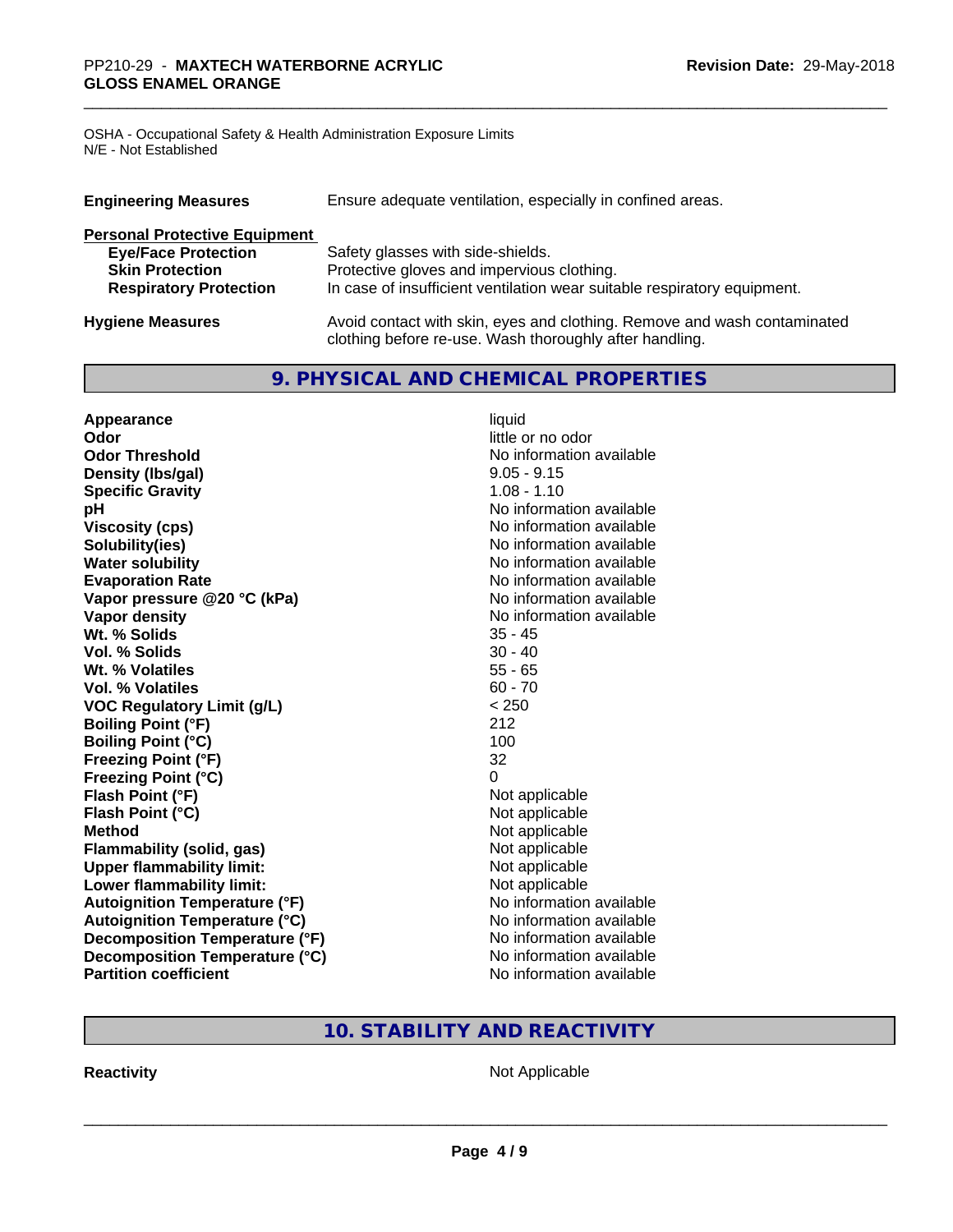OSHA - Occupational Safety & Health Administration Exposure Limits
N/E - Not Established

| | |
|---|---|
| **Engineering Measures** | Ensure adequate ventilation, especially in confined areas. |

**Personal Protective Equipment**

| | |
|---|---|
| **Eye/Face Protection** | Safety glasses with side-shields. |
| **Skin Protection** | Protective gloves and impervious clothing. |
| **Respiratory Protection** | In case of insufficient ventilation wear suitable respiratory equipment. |

| | |
|---|---|
| **Hygiene Measures** | Avoid contact with skin, eyes and clothing. Remove and wash contaminated clothing before re-use. Wash thoroughly after handling. |

## 9. PHYSICAL AND CHEMICAL PROPERTIES

| | |
|---|---|
| **Appearance** | liquid |
| **Odor** | little or no odor |
| **Odor Threshold** | No information available |
| **Density (lbs/gal)** | 9.05 - 9.15 |
| **Specific Gravity** | 1.08 - 1.10 |
| **pH** | No information available |
| **Viscosity (cps)** | No information available |
| **Solubility(ies)** | No information available |
| **Water solubility** | No information available |
| **Evaporation Rate** | No information available |
| **Vapor pressure @20 °C (kPa)** | No information available |
| **Vapor density** | No information available |
| **Wt. % Solids** | 35 - 45 |
| **Vol. % Solids** | 30 - 40 |
| **Wt. % Volatiles** | 55 - 65 |
| **Vol. % Volatiles** | 60 - 70 |
| **VOC Regulatory Limit (g/L)** | < 250 |
| **Boiling Point (°F)** | 212 |
| **Boiling Point (°C)** | 100 |
| **Freezing Point (°F)** | 32 |
| **Freezing Point (°C)** | 0 |
| **Flash Point (°F)** | Not applicable |
| **Flash Point (°C)** | Not applicable |
| **Method** | Not applicable |
| **Flammability (solid, gas)** | Not applicable |
| **Upper flammability limit:** | Not applicable |
| **Lower flammability limit:** | Not applicable |
| **Autoignition Temperature (°F)** | No information available |
| **Autoignition Temperature (°C)** | No information available |
| **Decomposition Temperature (°F)** | No information available |
| **Decomposition Temperature (°C)** | No information available |
| **Partition coefficient** | No information available |

## 10. STABILITY AND REACTIVITY

| | |
|---|---|
| **Reactivity** | Not Applicable |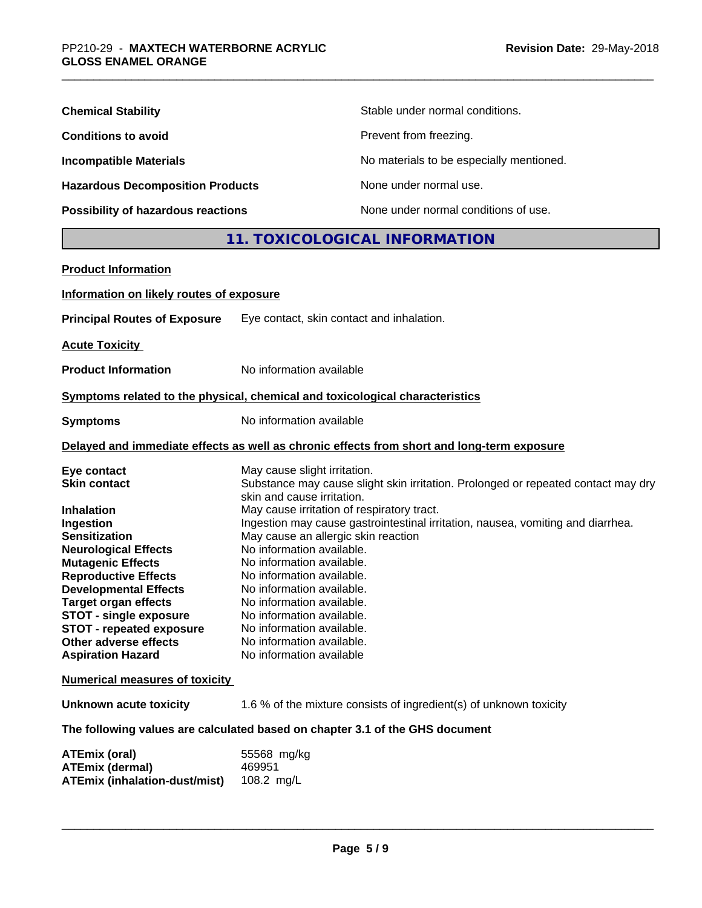| | |
|---|---|
| **Chemical Stability** | Stable under normal conditions. |
| **Conditions to avoid** | Prevent from freezing. |
| **Incompatible Materials** | No materials to be especially mentioned. |
| **Hazardous Decomposition Products** | None under normal use. |
| **Possibility of hazardous reactions** | None under normal conditions of use. |

## 11. TOXICOLOGICAL INFORMATION

**Product Information**

**Information on likely routes of exposure**

**Principal Routes of Exposure** Eye contact, skin contact and inhalation.

**Acute Toxicity**

**Product Information** No information available

**Symptoms related to the physical, chemical and toxicological characteristics**

**Symptoms** No information available

**Delayed and immediate effects as well as chronic effects from short and long-term exposure**

| | |
|---|---|
| **Eye contact** | May cause slight irritation. |
| **Skin contact** | Substance may cause slight skin irritation. Prolonged or repeated contact may dry skin and cause irritation. |
| **Inhalation** | May cause irritation of respiratory tract. |
| **Ingestion** | Ingestion may cause gastrointestinal irritation, nausea, vomiting and diarrhea. |
| **Sensitization** | May cause an allergic skin reaction |
| **Neurological Effects** | No information available. |
| **Mutagenic Effects** | No information available. |
| **Reproductive Effects** | No information available. |
| **Developmental Effects** | No information available. |
| **Target organ effects** | No information available. |
| **STOT - single exposure** | No information available. |
| **STOT - repeated exposure** | No information available. |
| **Other adverse effects** | No information available. |
| **Aspiration Hazard** | No information available |

**Numerical measures of toxicity**

**Unknown acute toxicity** 1.6 % of the mixture consists of ingredient(s) of unknown toxicity

**The following values are calculated based on chapter 3.1 of the GHS document**

| | |
|---|---|
| **ATEmix (oral)** | 55568 mg/kg |
| **ATEmix (dermal)** | 469951 |
| **ATEmix (inhalation-dust/mist)** | 108.2 mg/L |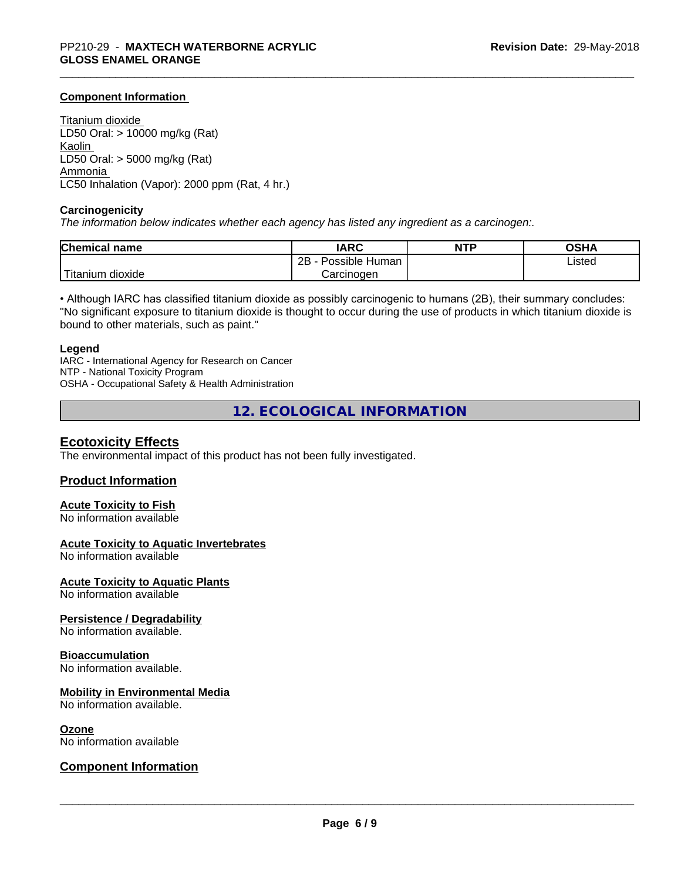#### Component Information

Titanium dioxide
LD50 Oral: > 10000 mg/kg (Rat)
Kaolin
LD50 Oral: > 5000 mg/kg (Rat)
Ammonia
LC50 Inhalation (Vapor): 2000 ppm (Rat, 4 hr.)

#### Carcinogenicity

*The information below indicates whether each agency has listed any ingredient as a carcinogen:.*

| Chemical name | IARC | NTP | OSHA |
| --- | --- | --- | --- |
| Titanium dioxide | 2B - Possible Human Carcinogen | | Listed |

• Although IARC has classified titanium dioxide as possibly carcinogenic to humans (2B), their summary concludes: "No significant exposure to titanium dioxide is thought to occur during the use of products in which titanium dioxide is bound to other materials, such as paint."

**Legend**
IARC - International Agency for Research on Cancer
NTP - National Toxicity Program
OSHA - Occupational Safety & Health Administration

## 12. ECOLOGICAL INFORMATION

### Ecotoxicity Effects

The environmental impact of this product has not been fully investigated.

### Product Information

#### Acute Toxicity to Fish

No information available

#### Acute Toxicity to Aquatic Invertebrates

No information available

#### Acute Toxicity to Aquatic Plants

No information available

#### Persistence / Degradability

No information available.

#### Bioaccumulation

No information available.

#### Mobility in Environmental Media

No information available.

#### Ozone

No information available

### Component Information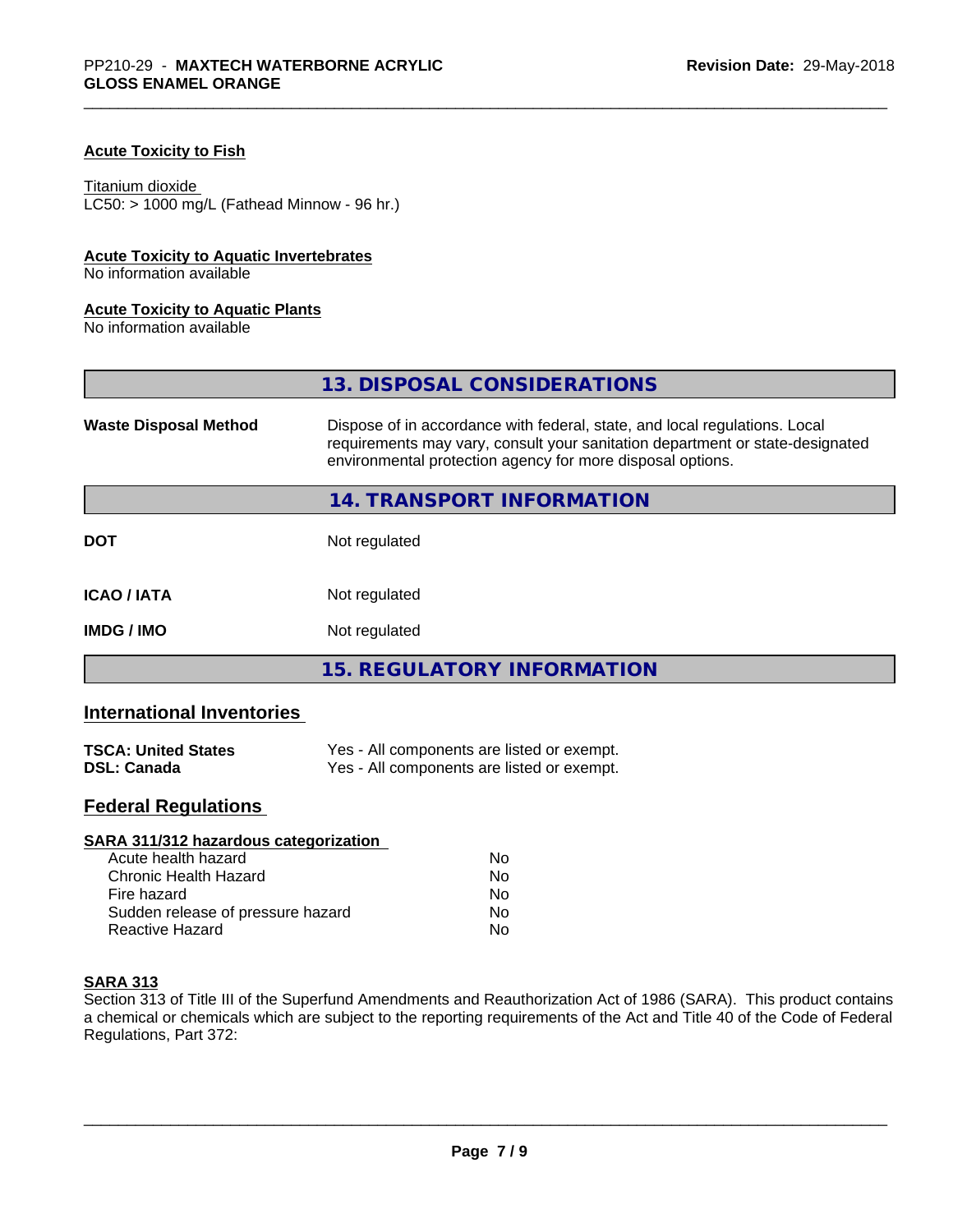### Acute Toxicity to Fish

Titanium dioxide
LC50: > 1000 mg/L (Fathead Minnow - 96 hr.)

### Acute Toxicity to Aquatic Invertebrates

No information available

### Acute Toxicity to Aquatic Plants

No information available

## 13. DISPOSAL CONSIDERATIONS

| | |
|---|---|
| **Waste Disposal Method** | Dispose of in accordance with federal, state, and local regulations. Local requirements may vary, consult your sanitation department or state-designated environmental protection agency for more disposal options. |

## 14. TRANSPORT INFORMATION

| | |
|---|---|
| **DOT** | Not regulated |
| **ICAO / IATA** | Not regulated |
| **IMDG / IMO** | Not regulated |

## 15. REGULATORY INFORMATION

### International Inventories

| | |
|---|---|
| **TSCA: United States** | Yes - All components are listed or exempt. |
| **DSL: Canada** | Yes - All components are listed or exempt. |

### Federal Regulations

**SARA 311/312 hazardous categorization**

| | |
|---|---|
| Acute health hazard | No |
| Chronic Health Hazard | No |
| Fire hazard | No |
| Sudden release of pressure hazard | No |
| Reactive Hazard | No |

**SARA 313**

Section 313 of Title III of the Superfund Amendments and Reauthorization Act of 1986 (SARA). This product contains a chemical or chemicals which are subject to the reporting requirements of the Act and Title 40 of the Code of Federal Regulations, Part 372: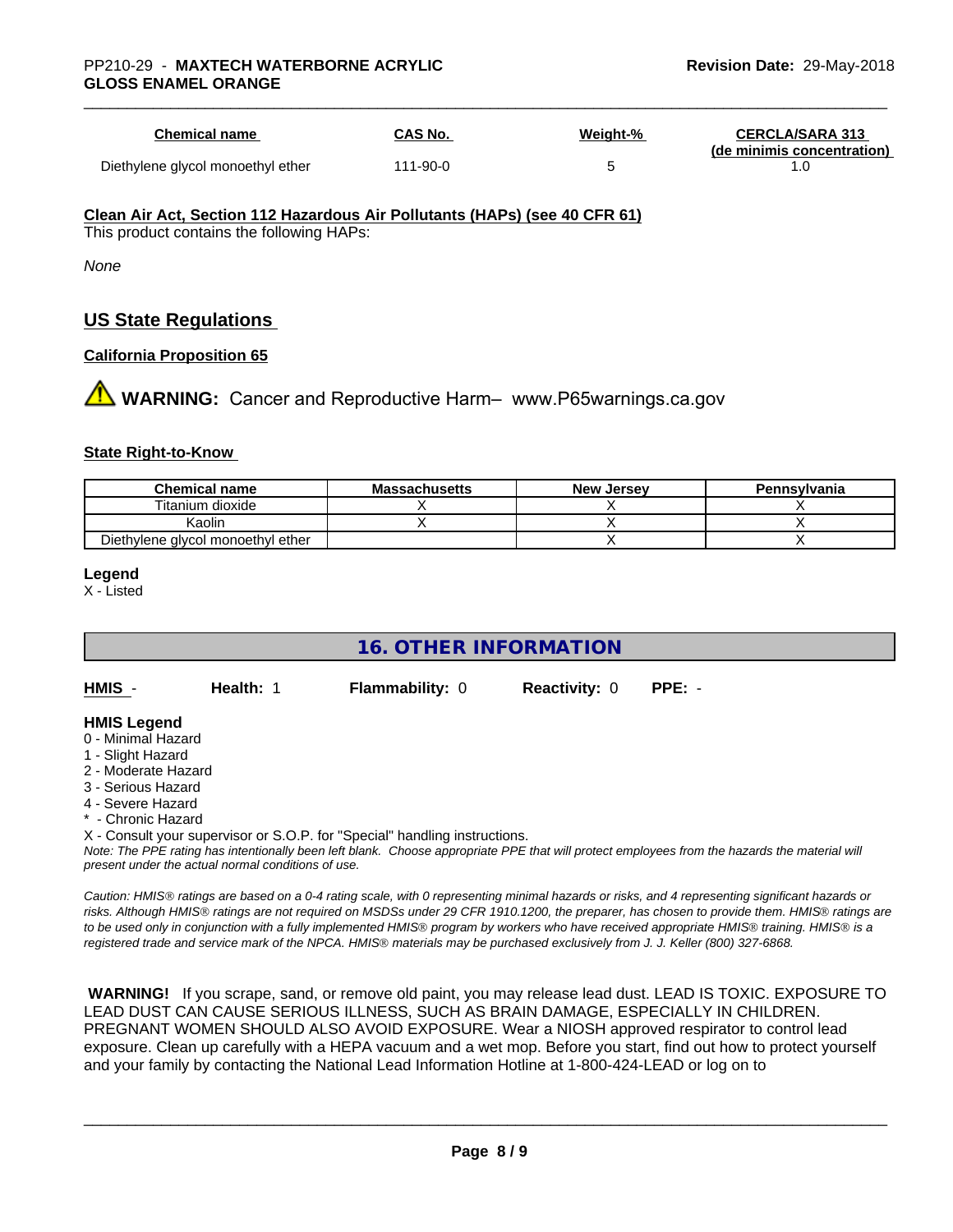| Chemical name | CAS No. | Weight-% | CERCLA/SARA 313 (de minimis concentration) |
|---|---|---|---|
| Diethylene glycol monoethyl ether | 111-90-0 | 5 | 1.0 |

**Clean Air Act, Section 112 Hazardous Air Pollutants (HAPs) (see 40 CFR 61)**
This product contains the following HAPs:

*None*

## US State Regulations

**California Proposition 65**

⚠ **WARNING:** Cancer and Reproductive Harm– www.P65warnings.ca.gov

**State Right-to-Know**

| Chemical name | Massachusetts | New Jersey | Pennsylvania |
|---|---|---|---|
| Titanium dioxide | X | X | X |
| Kaolin | X | X | X |
| Diethylene glycol monoethyl ether | | X | X |

**Legend**
X - Listed

## 16. OTHER INFORMATION

**HMIS** - **Health:** 1 **Flammability:** 0 **Reactivity:** 0 **PPE:** -

**HMIS Legend**
0 - Minimal Hazard
1 - Slight Hazard
2 - Moderate Hazard
3 - Serious Hazard
4 - Severe Hazard
* - Chronic Hazard
X - Consult your supervisor or S.O.P. for "Special" handling instructions.
*Note: The PPE rating has intentionally been left blank. Choose appropriate PPE that will protect employees from the hazards the material will present under the actual normal conditions of use.*

*Caution: HMIS® ratings are based on a 0-4 rating scale, with 0 representing minimal hazards or risks, and 4 representing significant hazards or risks. Although HMIS® ratings are not required on MSDSs under 29 CFR 1910.1200, the preparer, has chosen to provide them. HMIS® ratings are to be used only in conjunction with a fully implemented HMIS® program by workers who have received appropriate HMIS® training. HMIS® is a registered trade and service mark of the NPCA. HMIS® materials may be purchased exclusively from J. J. Keller (800) 327-6868.*

**WARNING!** If you scrape, sand, or remove old paint, you may release lead dust. LEAD IS TOXIC. EXPOSURE TO LEAD DUST CAN CAUSE SERIOUS ILLNESS, SUCH AS BRAIN DAMAGE, ESPECIALLY IN CHILDREN. PREGNANT WOMEN SHOULD ALSO AVOID EXPOSURE. Wear a NIOSH approved respirator to control lead exposure. Clean up carefully with a HEPA vacuum and a wet mop. Before you start, find out how to protect yourself and your family by contacting the National Lead Information Hotline at 1-800-424-LEAD or log on to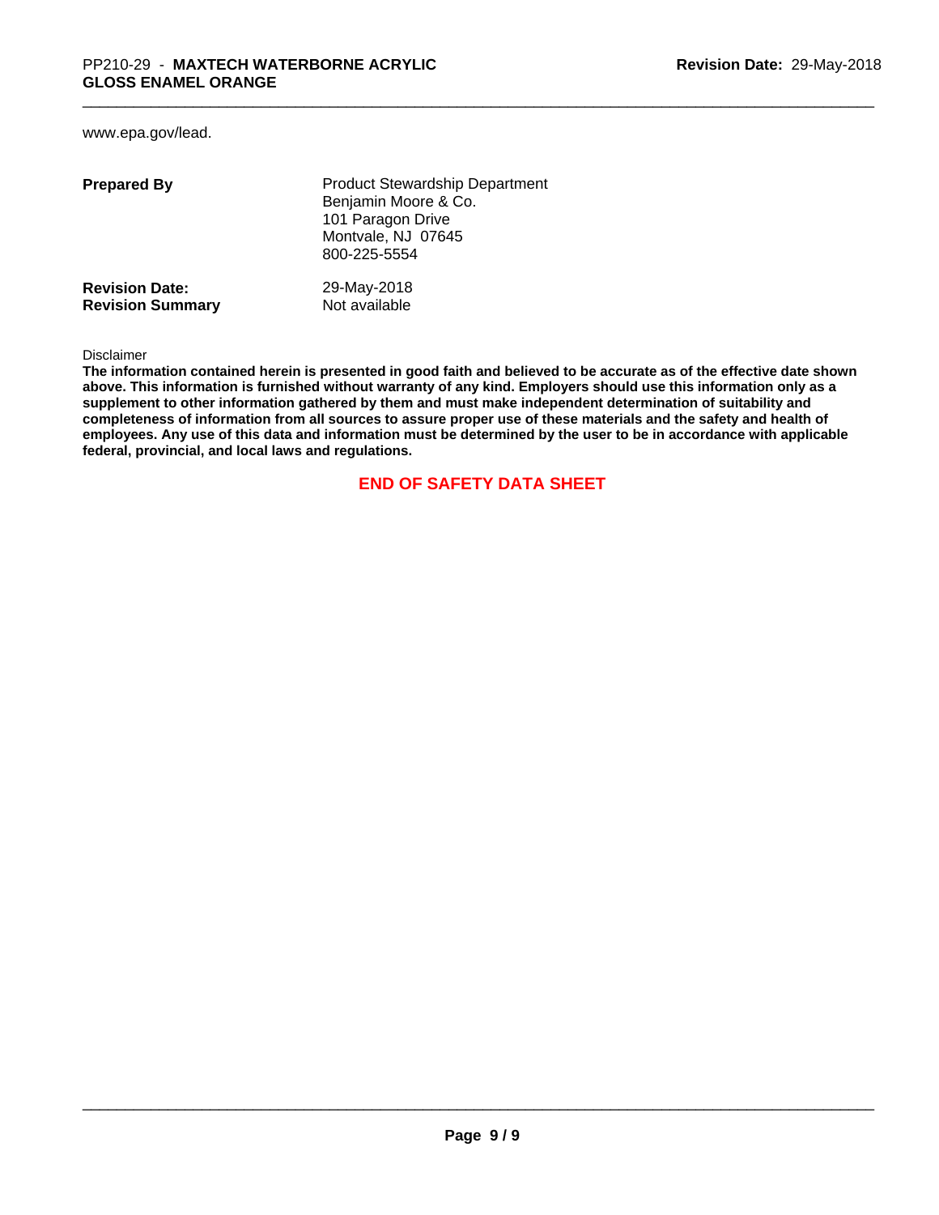www.epa.gov/lead.

| | |
|---|---|
| **Prepared By** | Product Stewardship Department<br>Benjamin Moore & Co.<br>101 Paragon Drive<br>Montvale, NJ 07645<br>800-225-5554 |
| **Revision Date:** | 29-May-2018 |
| **Revision Summary** | Not available |

Disclaimer

**The information contained herein is presented in good faith and believed to be accurate as of the effective date shown above. This information is furnished without warranty of any kind. Employers should use this information only as a supplement to other information gathered by them and must make independent determination of suitability and completeness of information from all sources to assure proper use of these materials and the safety and health of employees. Any use of this data and information must be determined by the user to be in accordance with applicable federal, provincial, and local laws and regulations.**

**END OF SAFETY DATA SHEET**